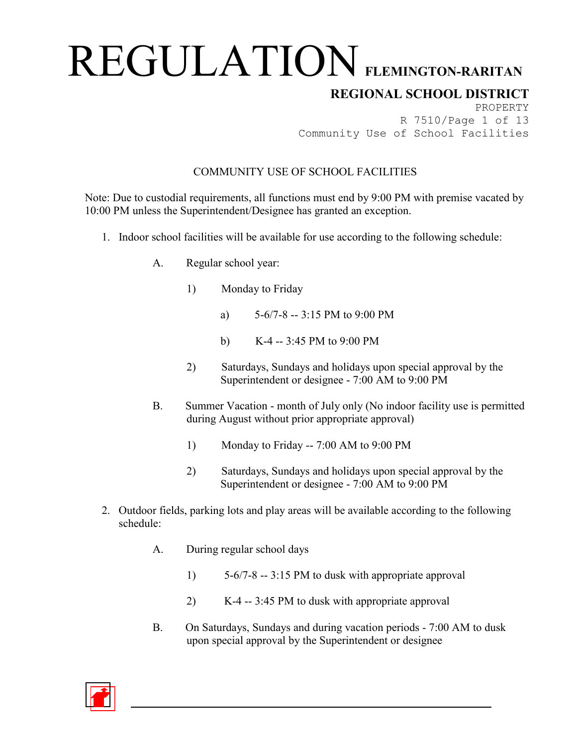# REGULATION FLEMINGTON-RARITAN REGIONAL SCHOOL DISTRICT

PROPERTY
R 7510
Community Use of School Facilities

## COMMUNITY USE OF SCHOOL FACILITIES

Note: Due to custodial requirements, all functions must end by 9:00 PM with premise vacated by 10:00 PM unless the Superintendent/Designee has granted an exception.

1. Indoor school facilities will be available for use according to the following schedule:

   A. Regular school year:

      1) Monday to Friday

         a) 5-6/7-8 -- 3:15 PM to 9:00 PM

         b) K-4 -- 3:45 PM to 9:00 PM

      2) Saturdays, Sundays and holidays upon special approval by the Superintendent or designee - 7:00 AM to 9:00 PM

   B. Summer Vacation - month of July only (No indoor facility use is permitted during August without prior appropriate approval)

      1) Monday to Friday -- 7:00 AM to 9:00 PM

      2) Saturdays, Sundays and holidays upon special approval by the Superintendent or designee - 7:00 AM to 9:00 PM

2. Outdoor fields, parking lots and play areas will be available according to the following schedule:

   A. During regular school days

      1) 5-6/7-8 -- 3:15 PM to dusk with appropriate approval

      2) K-4 -- 3:45 PM to dusk with appropriate approval

   B. On Saturdays, Sundays and during vacation periods - 7:00 AM to dusk upon special approval by the Superintendent or designee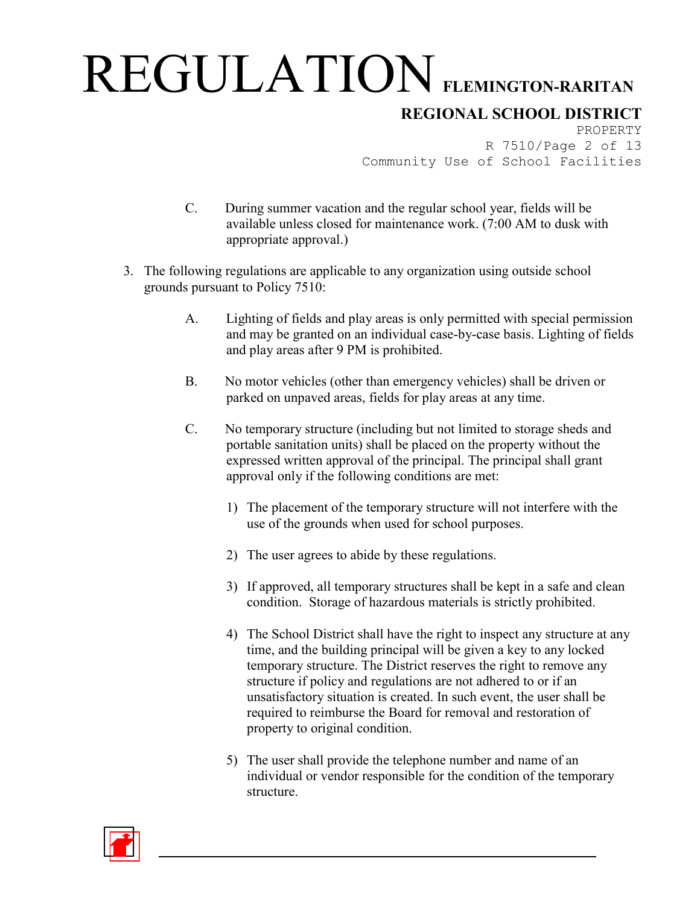C. During summer vacation and the regular school year, fields will be available unless closed for maintenance work. (7:00 AM to dusk with appropriate approval.)

3. The following regulations are applicable to any organization using outside school grounds pursuant to Policy 7510:

   A. Lighting of fields and play areas is only permitted with special permission and may be granted on an individual case-by-case basis. Lighting of fields and play areas after 9 PM is prohibited.

   B. No motor vehicles (other than emergency vehicles) shall be driven or parked on unpaved areas, fields for play areas at any time.

   C. No temporary structure (including but not limited to storage sheds and portable sanitation units) shall be placed on the property without the expressed written approval of the principal. The principal shall grant approval only if the following conditions are met:

      1) The placement of the temporary structure will not interfere with the use of the grounds when used for school purposes.

      2) The user agrees to abide by these regulations.

      3) If approved, all temporary structures shall be kept in a safe and clean condition. Storage of hazardous materials is strictly prohibited.

      4) The School District shall have the right to inspect any structure at any time, and the building principal will be given a key to any locked temporary structure. The District reserves the right to remove any structure if policy and regulations are not adhered to or if an unsatisfactory situation is created. In such event, the user shall be required to reimburse the Board for removal and restoration of property to original condition.

      5) The user shall provide the telephone number and name of an individual or vendor responsible for the condition of the temporary structure.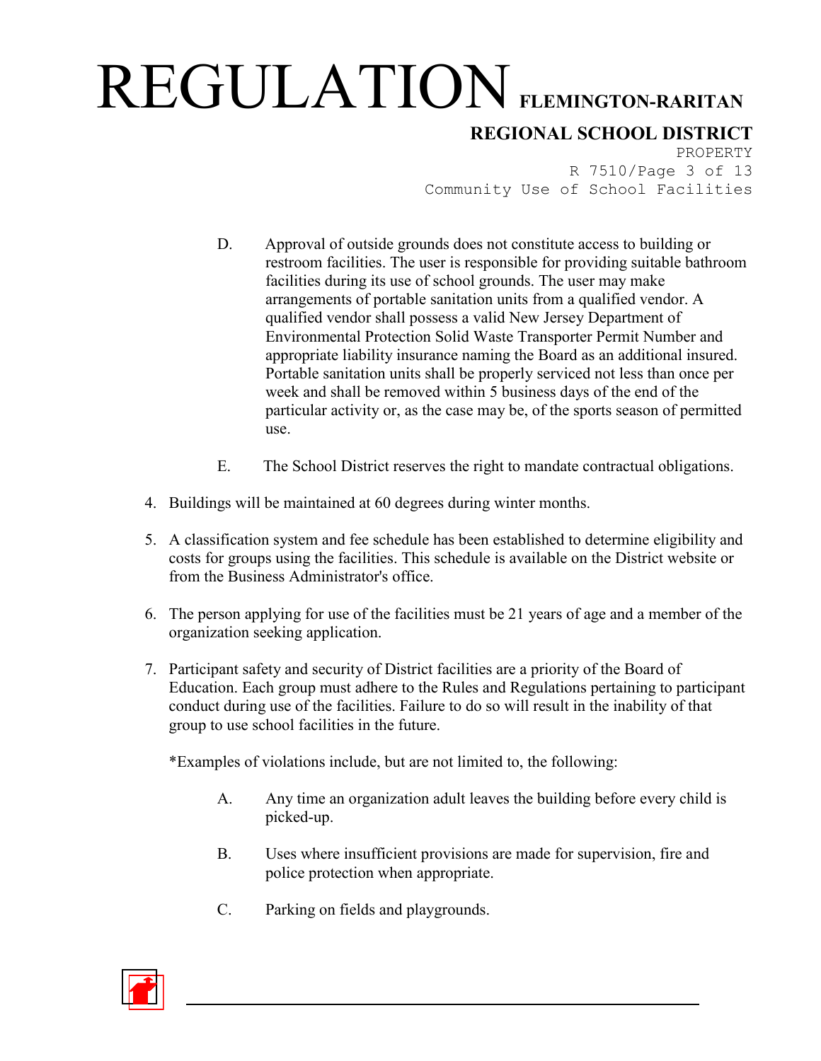D. Approval of outside grounds does not constitute access to building or restroom facilities. The user is responsible for providing suitable bathroom facilities during its use of school grounds. The user may make arrangements of portable sanitation units from a qualified vendor. A qualified vendor shall possess a valid New Jersey Department of Environmental Protection Solid Waste Transporter Permit Number and appropriate liability insurance naming the Board as an additional insured. Portable sanitation units shall be properly serviced not less than once per week and shall be removed within 5 business days of the end of the particular activity or, as the case may be, of the sports season of permitted use.

E. The School District reserves the right to mandate contractual obligations.

4. Buildings will be maintained at 60 degrees during winter months.

5. A classification system and fee schedule has been established to determine eligibility and costs for groups using the facilities. This schedule is available on the District website or from the Business Administrator's office.

6. The person applying for use of the facilities must be 21 years of age and a member of the organization seeking application.

7. Participant safety and security of District facilities are a priority of the Board of Education. Each group must adhere to the Rules and Regulations pertaining to participant conduct during use of the facilities. Failure to do so will result in the inability of that group to use school facilities in the future.

   *Examples of violations include, but are not limited to, the following:

   A. Any time an organization adult leaves the building before every child is picked-up.

   B. Uses where insufficient provisions are made for supervision, fire and police protection when appropriate.

   C. Parking on fields and playgrounds.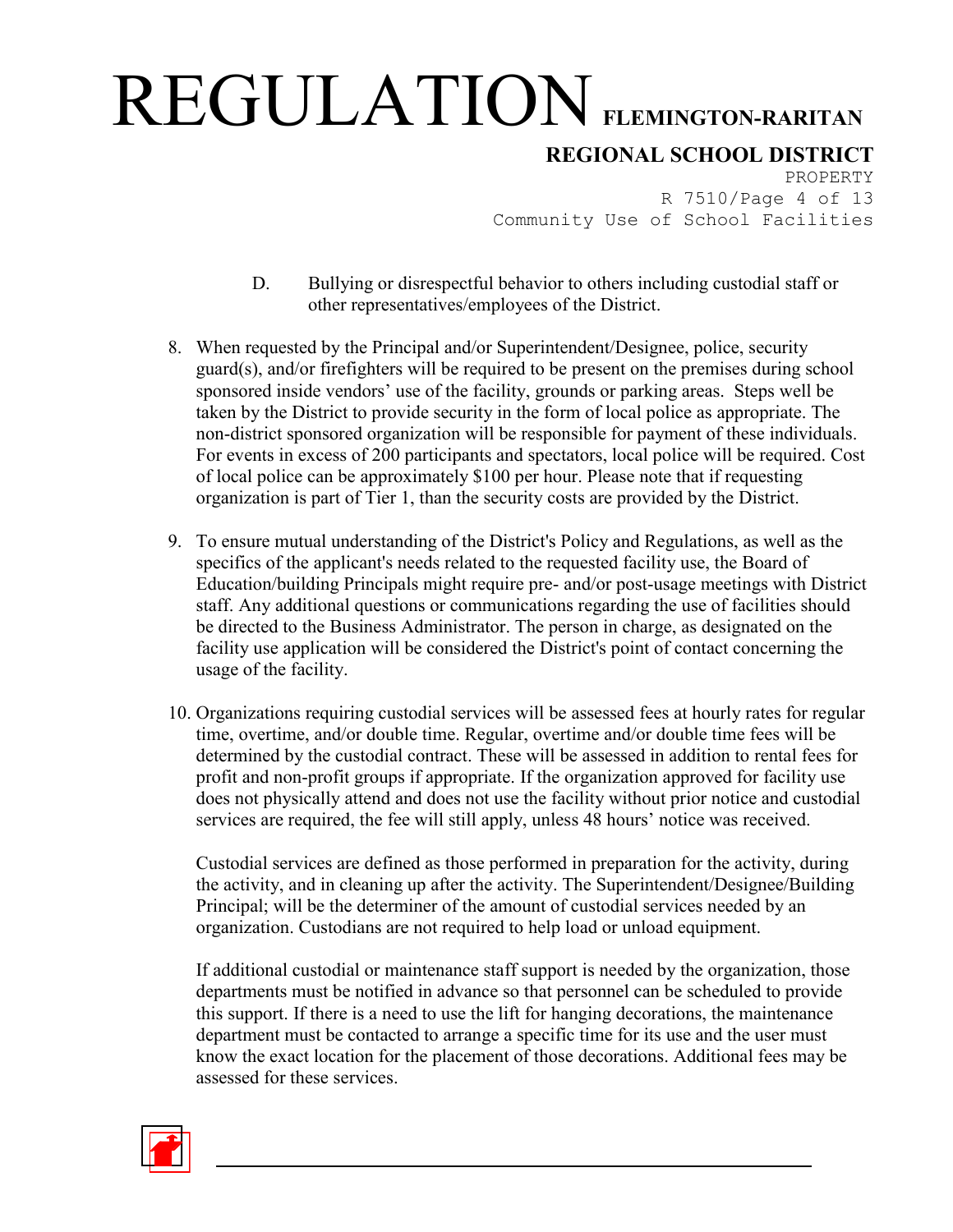D. Bullying or disrespectful behavior to others including custodial staff or other representatives/employees of the District.

8. When requested by the Principal and/or Superintendent/Designee, police, security guard(s), and/or firefighters will be required to be present on the premises during school sponsored inside vendors' use of the facility, grounds or parking areas. Steps well be taken by the District to provide security in the form of local police as appropriate. The non-district sponsored organization will be responsible for payment of these individuals. For events in excess of 200 participants and spectators, local police will be required. Cost of local police can be approximately $100 per hour. Please note that if requesting organization is part of Tier 1, than the security costs are provided by the District.

9. To ensure mutual understanding of the District's Policy and Regulations, as well as the specifics of the applicant's needs related to the requested facility use, the Board of Education/building Principals might require pre- and/or post-usage meetings with District staff. Any additional questions or communications regarding the use of facilities should be directed to the Business Administrator. The person in charge, as designated on the facility use application will be considered the District's point of contact concerning the usage of the facility.

10. Organizations requiring custodial services will be assessed fees at hourly rates for regular time, overtime, and/or double time. Regular, overtime and/or double time fees will be determined by the custodial contract. These will be assessed in addition to rental fees for profit and non-profit groups if appropriate. If the organization approved for facility use does not physically attend and does not use the facility without prior notice and custodial services are required, the fee will still apply, unless 48 hours' notice was received.

    Custodial services are defined as those performed in preparation for the activity, during the activity, and in cleaning up after the activity. The Superintendent/Designee/Building Principal; will be the determiner of the amount of custodial services needed by an organization. Custodians are not required to help load or unload equipment.

    If additional custodial or maintenance staff support is needed by the organization, those departments must be notified in advance so that personnel can be scheduled to provide this support. If there is a need to use the lift for hanging decorations, the maintenance department must be contacted to arrange a specific time for its use and the user must know the exact location for the placement of those decorations. Additional fees may be assessed for these services.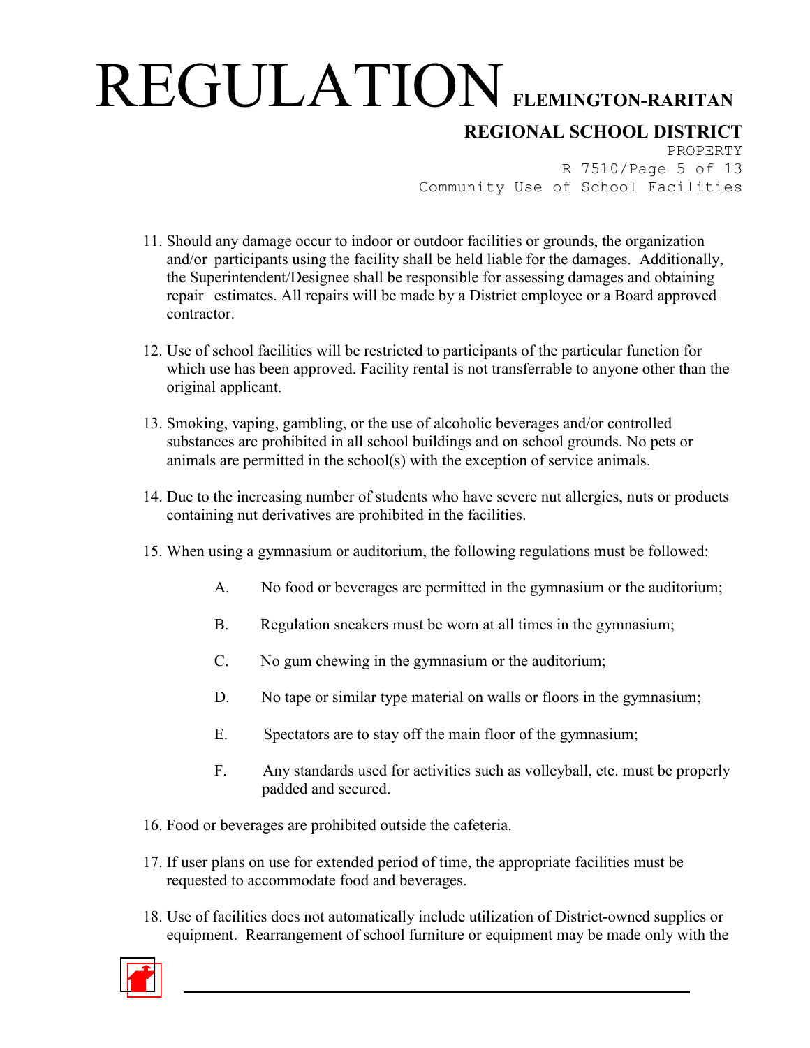11. Should any damage occur to indoor or outdoor facilities or grounds, the organization and/or participants using the facility shall be held liable for the damages. Additionally, the Superintendent/Designee shall be responsible for assessing damages and obtaining repair estimates. All repairs will be made by a District employee or a Board approved contractor.

12. Use of school facilities will be restricted to participants of the particular function for which use has been approved. Facility rental is not transferrable to anyone other than the original applicant.

13. Smoking, vaping, gambling, or the use of alcoholic beverages and/or controlled substances are prohibited in all school buildings and on school grounds. No pets or animals are permitted in the school(s) with the exception of service animals.

14. Due to the increasing number of students who have severe nut allergies, nuts or products containing nut derivatives are prohibited in the facilities.

15. When using a gymnasium or auditorium, the following regulations must be followed:

    A. No food or beverages are permitted in the gymnasium or the auditorium;

    B. Regulation sneakers must be worn at all times in the gymnasium;

    C. No gum chewing in the gymnasium or the auditorium;

    D. No tape or similar type material on walls or floors in the gymnasium;

    E. Spectators are to stay off the main floor of the gymnasium;

    F. Any standards used for activities such as volleyball, etc. must be properly padded and secured.

16. Food or beverages are prohibited outside the cafeteria.

17. If user plans on use for extended period of time, the appropriate facilities must be requested to accommodate food and beverages.

18. Use of facilities does not automatically include utilization of District-owned supplies or equipment. Rearrangement of school furniture or equipment may be made only with the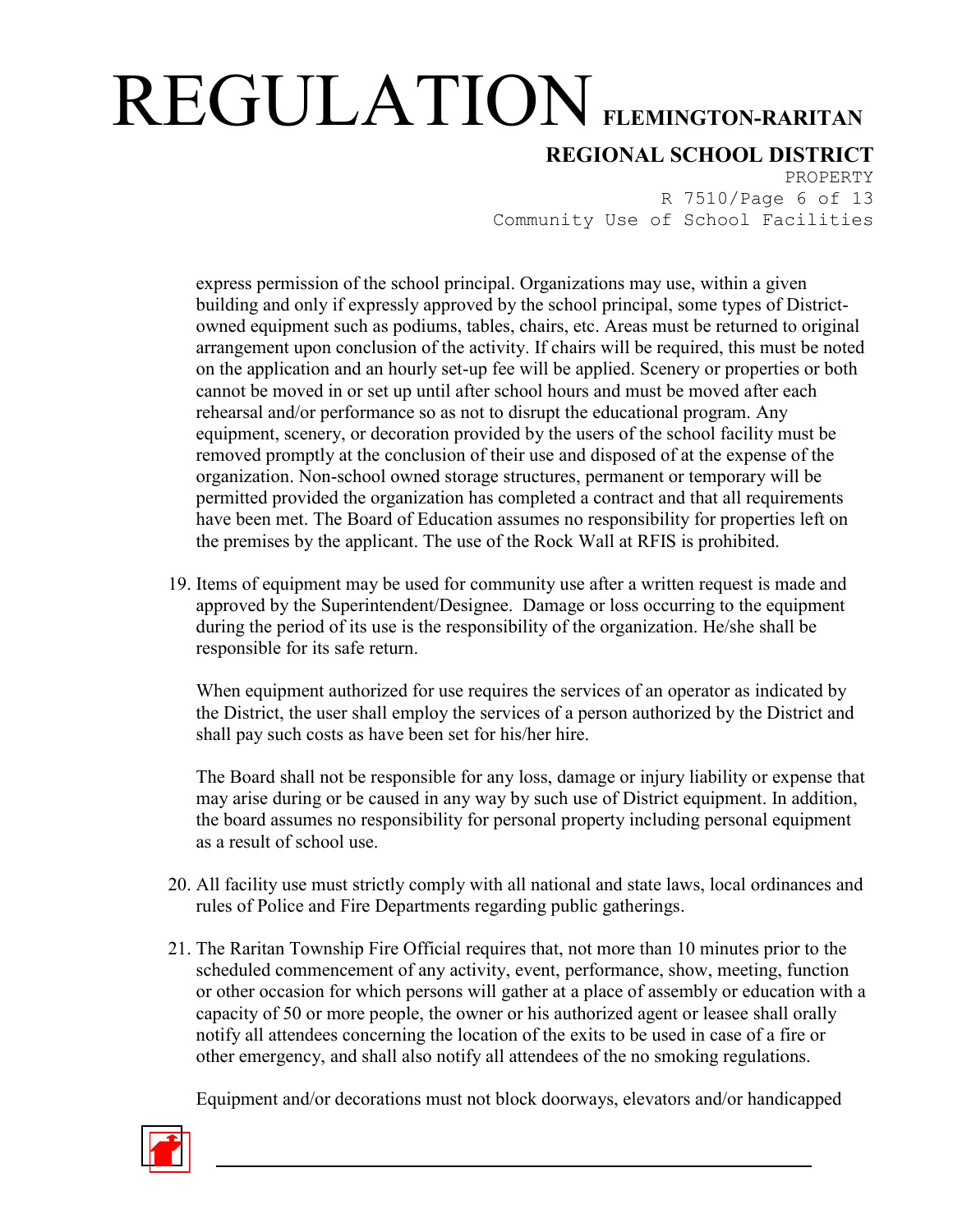express permission of the school principal. Organizations may use, within a given building and only if expressly approved by the school principal, some types of District-owned equipment such as podiums, tables, chairs, etc. Areas must be returned to original arrangement upon conclusion of the activity. If chairs will be required, this must be noted on the application and an hourly set-up fee will be applied. Scenery or properties or both cannot be moved in or set up until after school hours and must be moved after each rehearsal and/or performance so as not to disrupt the educational program. Any equipment, scenery, or decoration provided by the users of the school facility must be removed promptly at the conclusion of their use and disposed of at the expense of the organization. Non-school owned storage structures, permanent or temporary will be permitted provided the organization has completed a contract and that all requirements have been met. The Board of Education assumes no responsibility for properties left on the premises by the applicant. The use of the Rock Wall at RFIS is prohibited.

19. Items of equipment may be used for community use after a written request is made and approved by the Superintendent/Designee. Damage or loss occurring to the equipment during the period of its use is the responsibility of the organization. He/she shall be responsible for its safe return.

    When equipment authorized for use requires the services of an operator as indicated by the District, the user shall employ the services of a person authorized by the District and shall pay such costs as have been set for his/her hire.

    The Board shall not be responsible for any loss, damage or injury liability or expense that may arise during or be caused in any way by such use of District equipment. In addition, the board assumes no responsibility for personal property including personal equipment as a result of school use.

20. All facility use must strictly comply with all national and state laws, local ordinances and rules of Police and Fire Departments regarding public gatherings.

21. The Raritan Township Fire Official requires that, not more than 10 minutes prior to the scheduled commencement of any activity, event, performance, show, meeting, function or other occasion for which persons will gather at a place of assembly or education with a capacity of 50 or more people, the owner or his authorized agent or leasee shall orally notify all attendees concerning the location of the exits to be used in case of a fire or other emergency, and shall also notify all attendees of the no smoking regulations.

    Equipment and/or decorations must not block doorways, elevators and/or handicapped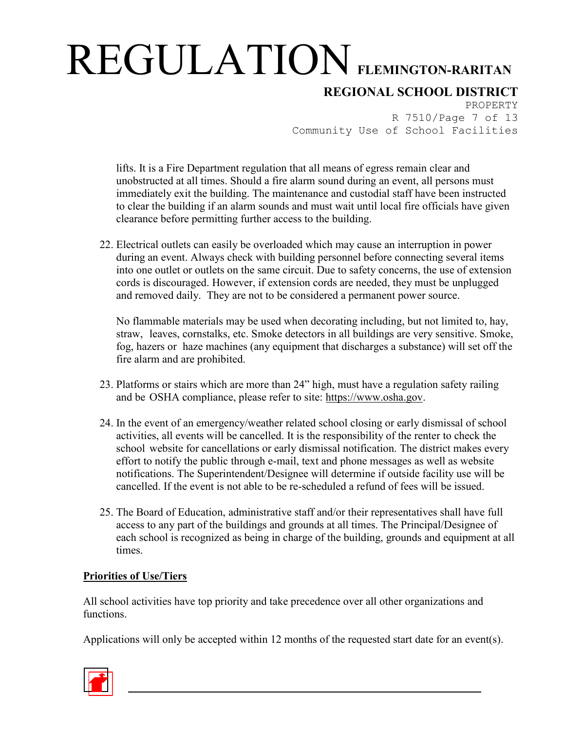lifts. It is a Fire Department regulation that all means of egress remain clear and unobstructed at all times. Should a fire alarm sound during an event, all persons must immediately exit the building. The maintenance and custodial staff have been instructed to clear the building if an alarm sounds and must wait until local fire officials have given clearance before permitting further access to the building.

22. Electrical outlets can easily be overloaded which may cause an interruption in power during an event. Always check with building personnel before connecting several items into one outlet or outlets on the same circuit. Due to safety concerns, the use of extension cords is discouraged. However, if extension cords are needed, they must be unplugged and removed daily. They are not to be considered a permanent power source.

    No flammable materials may be used when decorating including, but not limited to, hay, straw, leaves, cornstalks, etc. Smoke detectors in all buildings are very sensitive. Smoke, fog, hazers or haze machines (any equipment that discharges a substance) will set off the fire alarm and are prohibited.

23. Platforms or stairs which are more than 24" high, must have a regulation safety railing and be OSHA compliance, please refer to site: https://www.osha.gov.

24. In the event of an emergency/weather related school closing or early dismissal of school activities, all events will be cancelled. It is the responsibility of the renter to check the school website for cancellations or early dismissal notification. The district makes every effort to notify the public through e-mail, text and phone messages as well as website notifications. The Superintendent/Designee will determine if outside facility use will be cancelled. If the event is not able to be re-scheduled a refund of fees will be issued.

25. The Board of Education, administrative staff and/or their representatives shall have full access to any part of the buildings and grounds at all times. The Principal/Designee of each school is recognized as being in charge of the building, grounds and equipment at all times.

**Priorities of Use/Tiers**

All school activities have top priority and take precedence over all other organizations and functions.

Applications will only be accepted within 12 months of the requested start date for an event(s).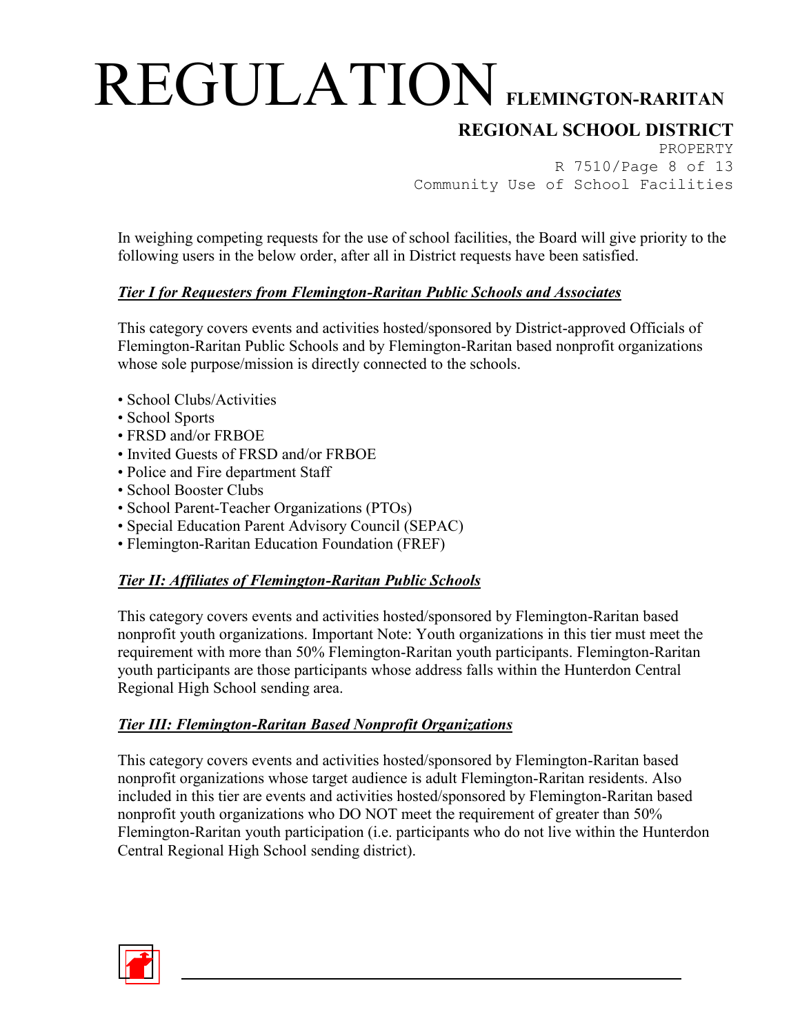In weighing competing requests for the use of school facilities, the Board will give priority to the following users in the below order, after all in District requests have been satisfied.

***Tier I for Requesters from Flemington-Raritan Public Schools and Associates***

This category covers events and activities hosted/sponsored by District-approved Officials of Flemington-Raritan Public Schools and by Flemington-Raritan based nonprofit organizations whose sole purpose/mission is directly connected to the schools.

- School Clubs/Activities
- School Sports
- FRSD and/or FRBOE
- Invited Guests of FRSD and/or FRBOE
- Police and Fire department Staff
- School Booster Clubs
- School Parent-Teacher Organizations (PTOs)
- Special Education Parent Advisory Council (SEPAC)
- Flemington-Raritan Education Foundation (FREF)

***Tier II: Affiliates of Flemington-Raritan Public Schools***

This category covers events and activities hosted/sponsored by Flemington-Raritan based nonprofit youth organizations. Important Note: Youth organizations in this tier must meet the requirement with more than 50% Flemington-Raritan youth participants. Flemington-Raritan youth participants are those participants whose address falls within the Hunterdon Central Regional High School sending area.

***Tier III: Flemington-Raritan Based Nonprofit Organizations***

This category covers events and activities hosted/sponsored by Flemington-Raritan based nonprofit organizations whose target audience is adult Flemington-Raritan residents. Also included in this tier are events and activities hosted/sponsored by Flemington-Raritan based nonprofit youth organizations who DO NOT meet the requirement of greater than 50% Flemington-Raritan youth participation (i.e. participants who do not live within the Hunterdon Central Regional High School sending district).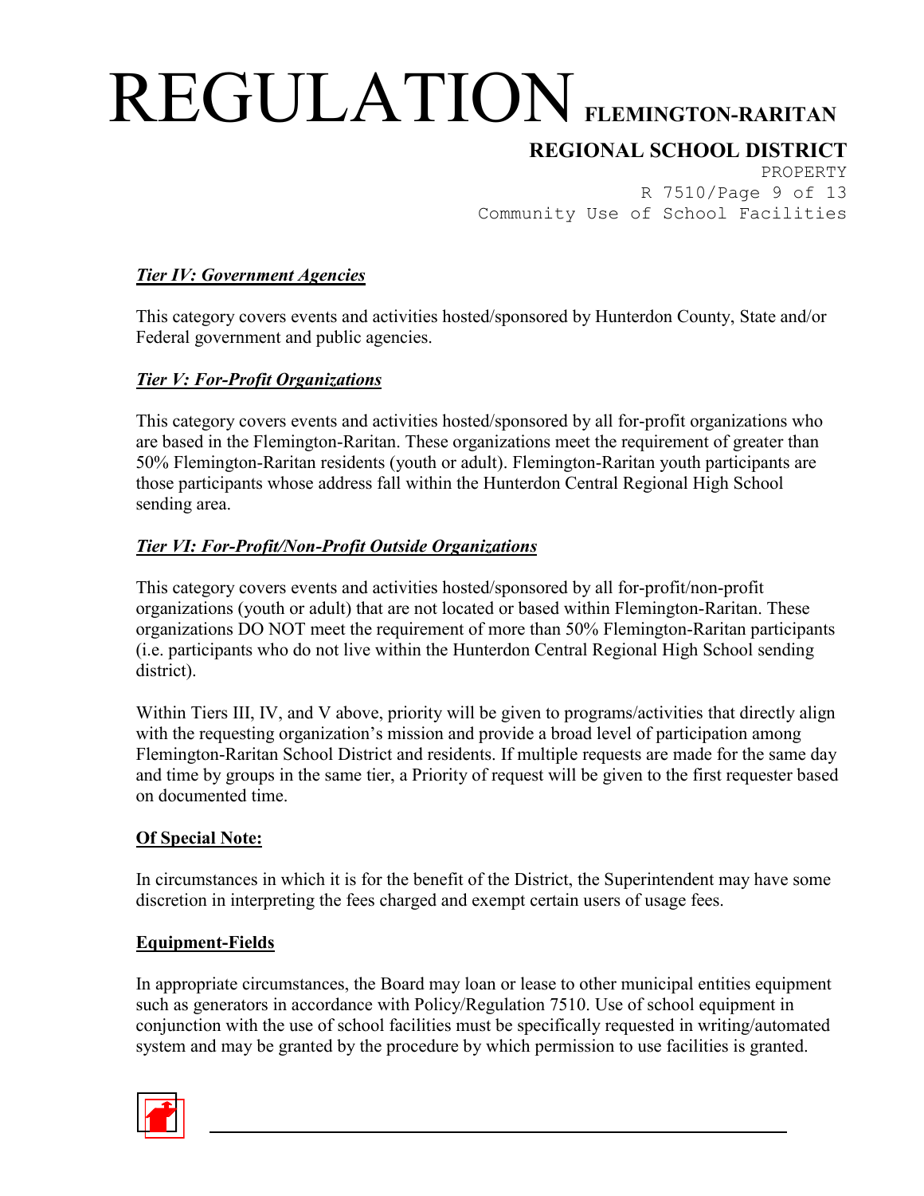***Tier IV: Government Agencies***

This category covers events and activities hosted/sponsored by Hunterdon County, State and/or Federal government and public agencies.

***Tier V: For-Profit Organizations***

This category covers events and activities hosted/sponsored by all for-profit organizations who are based in the Flemington-Raritan. These organizations meet the requirement of greater than 50% Flemington-Raritan residents (youth or adult). Flemington-Raritan youth participants are those participants whose address fall within the Hunterdon Central Regional High School sending area.

***Tier VI: For-Profit/Non-Profit Outside Organizations***

This category covers events and activities hosted/sponsored by all for-profit/non-profit organizations (youth or adult) that are not located or based within Flemington-Raritan. These organizations DO NOT meet the requirement of more than 50% Flemington-Raritan participants (i.e. participants who do not live within the Hunterdon Central Regional High School sending district).

Within Tiers III, IV, and V above, priority will be given to programs/activities that directly align with the requesting organization's mission and provide a broad level of participation among Flemington-Raritan School District and residents. If multiple requests are made for the same day and time by groups in the same tier, a Priority of request will be given to the first requester based on documented time.

**Of Special Note:**

In circumstances in which it is for the benefit of the District, the Superintendent may have some discretion in interpreting the fees charged and exempt certain users of usage fees.

**Equipment-Fields**

In appropriate circumstances, the Board may loan or lease to other municipal entities equipment such as generators in accordance with Policy/Regulation 7510. Use of school equipment in conjunction with the use of school facilities must be specifically requested in writing/automated system and may be granted by the procedure by which permission to use facilities is granted.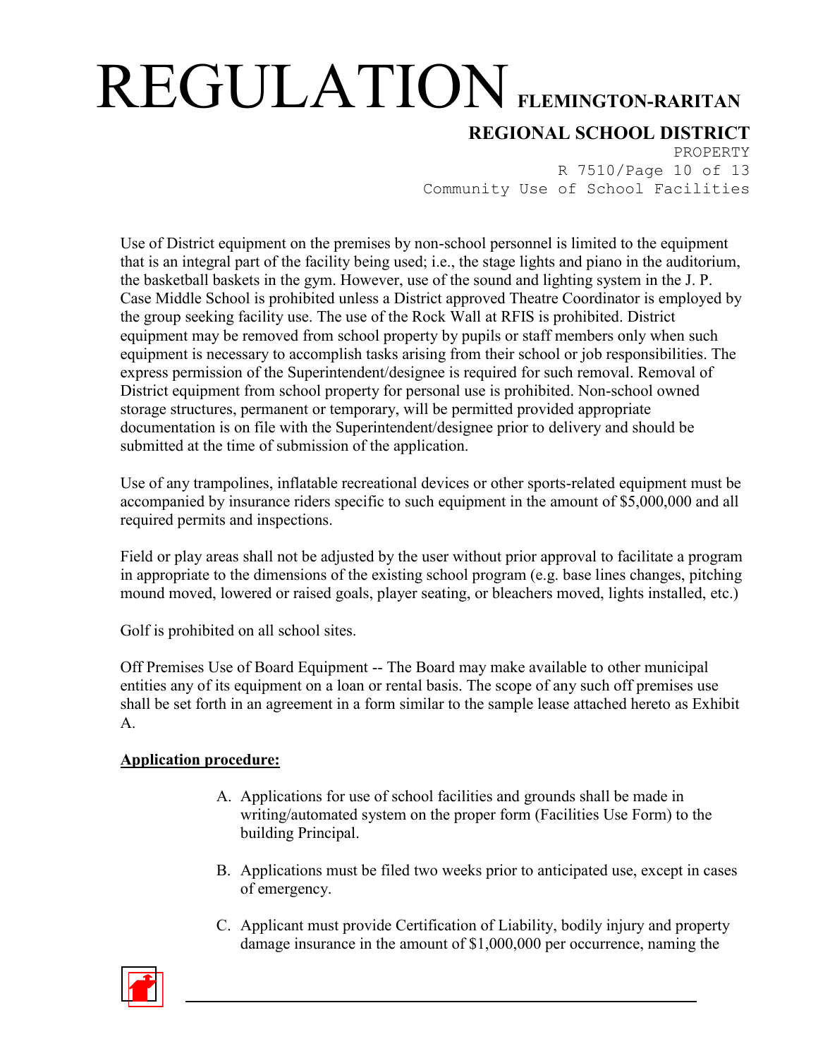Use of District equipment on the premises by non-school personnel is limited to the equipment that is an integral part of the facility being used; i.e., the stage lights and piano in the auditorium, the basketball baskets in the gym. However, use of the sound and lighting system in the J. P. Case Middle School is prohibited unless a District approved Theatre Coordinator is employed by the group seeking facility use. The use of the Rock Wall at RFIS is prohibited. District equipment may be removed from school property by pupils or staff members only when such equipment is necessary to accomplish tasks arising from their school or job responsibilities. The express permission of the Superintendent/designee is required for such removal. Removal of District equipment from school property for personal use is prohibited. Non-school owned storage structures, permanent or temporary, will be permitted provided appropriate documentation is on file with the Superintendent/designee prior to delivery and should be submitted at the time of submission of the application.

Use of any trampolines, inflatable recreational devices or other sports-related equipment must be accompanied by insurance riders specific to such equipment in the amount of $5,000,000 and all required permits and inspections.

Field or play areas shall not be adjusted by the user without prior approval to facilitate a program in appropriate to the dimensions of the existing school program (e.g. base lines changes, pitching mound moved, lowered or raised goals, player seating, or bleachers moved, lights installed, etc.)

Golf is prohibited on all school sites.

Off Premises Use of Board Equipment -- The Board may make available to other municipal entities any of its equipment on a loan or rental basis. The scope of any such off premises use shall be set forth in an agreement in a form similar to the sample lease attached hereto as Exhibit A.

**<u>Application procedure:</u>**

A. Applications for use of school facilities and grounds shall be made in writing/automated system on the proper form (Facilities Use Form) to the building Principal.

B. Applications must be filed two weeks prior to anticipated use, except in cases of emergency.

C. Applicant must provide Certification of Liability, bodily injury and property damage insurance in the amount of $1,000,000 per occurrence, naming the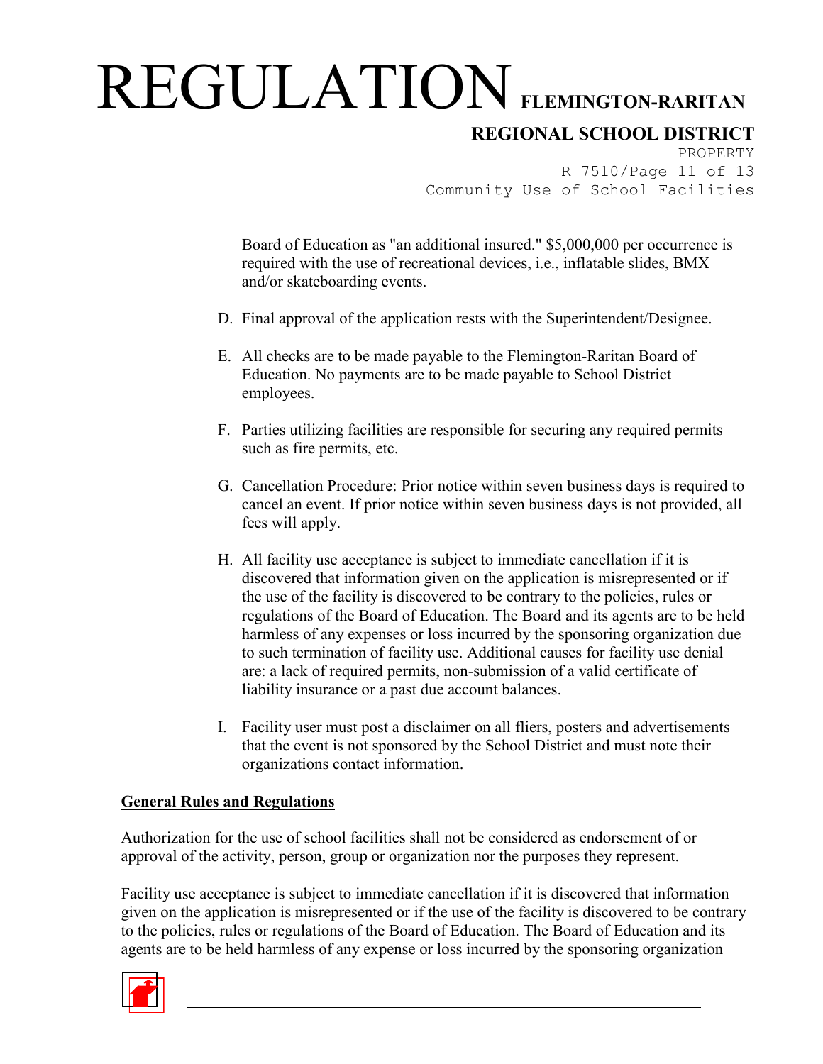Board of Education as "an additional insured." $5,000,000 per occurrence is required with the use of recreational devices, i.e., inflatable slides, BMX and/or skateboarding events.

D. Final approval of the application rests with the Superintendent/Designee.

E. All checks are to be made payable to the Flemington-Raritan Board of Education. No payments are to be made payable to School District employees.

F. Parties utilizing facilities are responsible for securing any required permits such as fire permits, etc.

G. Cancellation Procedure: Prior notice within seven business days is required to cancel an event. If prior notice within seven business days is not provided, all fees will apply.

H. All facility use acceptance is subject to immediate cancellation if it is discovered that information given on the application is misrepresented or if the use of the facility is discovered to be contrary to the policies, rules or regulations of the Board of Education. The Board and its agents are to be held harmless of any expenses or loss incurred by the sponsoring organization due to such termination of facility use. Additional causes for facility use denial are: a lack of required permits, non-submission of a valid certificate of liability insurance or a past due account balances.

I. Facility user must post a disclaimer on all fliers, posters and advertisements that the event is not sponsored by the School District and must note their organizations contact information.

**General Rules and Regulations**

Authorization for the use of school facilities shall not be considered as endorsement of or approval of the activity, person, group or organization nor the purposes they represent.

Facility use acceptance is subject to immediate cancellation if it is discovered that information given on the application is misrepresented or if the use of the facility is discovered to be contrary to the policies, rules or regulations of the Board of Education. The Board of Education and its agents are to be held harmless of any expense or loss incurred by the sponsoring organization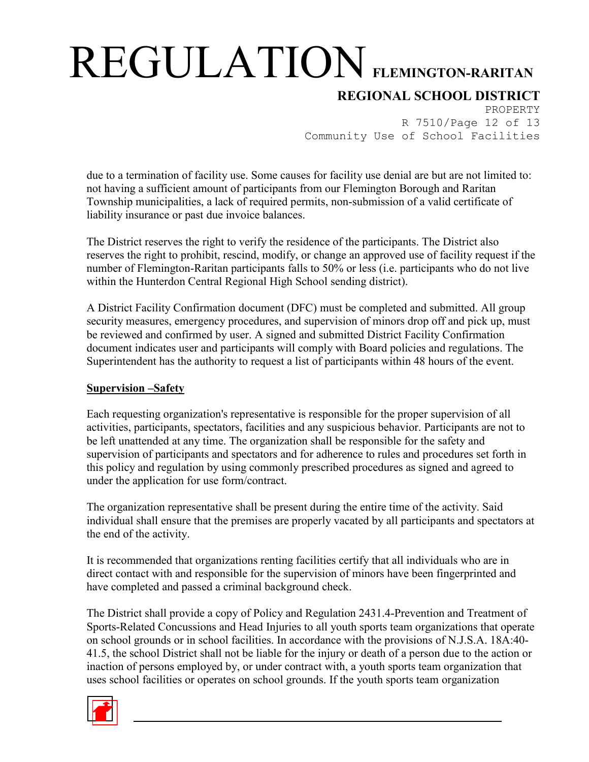due to a termination of facility use. Some causes for facility use denial are but are not limited to: not having a sufficient amount of participants from our Flemington Borough and Raritan Township municipalities, a lack of required permits, non-submission of a valid certificate of liability insurance or past due invoice balances.

The District reserves the right to verify the residence of the participants. The District also reserves the right to prohibit, rescind, modify, or change an approved use of facility request if the number of Flemington-Raritan participants falls to 50% or less (i.e. participants who do not live within the Hunterdon Central Regional High School sending district).

A District Facility Confirmation document (DFC) must be completed and submitted. All group security measures, emergency procedures, and supervision of minors drop off and pick up, must be reviewed and confirmed by user. A signed and submitted District Facility Confirmation document indicates user and participants will comply with Board policies and regulations. The Superintendent has the authority to request a list of participants within 48 hours of the event.

**Supervision –Safety**

Each requesting organization's representative is responsible for the proper supervision of all activities, participants, spectators, facilities and any suspicious behavior. Participants are not to be left unattended at any time. The organization shall be responsible for the safety and supervision of participants and spectators and for adherence to rules and procedures set forth in this policy and regulation by using commonly prescribed procedures as signed and agreed to under the application for use form/contract.

The organization representative shall be present during the entire time of the activity. Said individual shall ensure that the premises are properly vacated by all participants and spectators at the end of the activity.

It is recommended that organizations renting facilities certify that all individuals who are in direct contact with and responsible for the supervision of minors have been fingerprinted and have completed and passed a criminal background check.

The District shall provide a copy of Policy and Regulation 2431.4-Prevention and Treatment of Sports-Related Concussions and Head Injuries to all youth sports team organizations that operate on school grounds or in school facilities. In accordance with the provisions of N.J.S.A. 18A:40-41.5, the school District shall not be liable for the injury or death of a person due to the action or inaction of persons employed by, or under contract with, a youth sports team organization that uses school facilities or operates on school grounds. If the youth sports team organization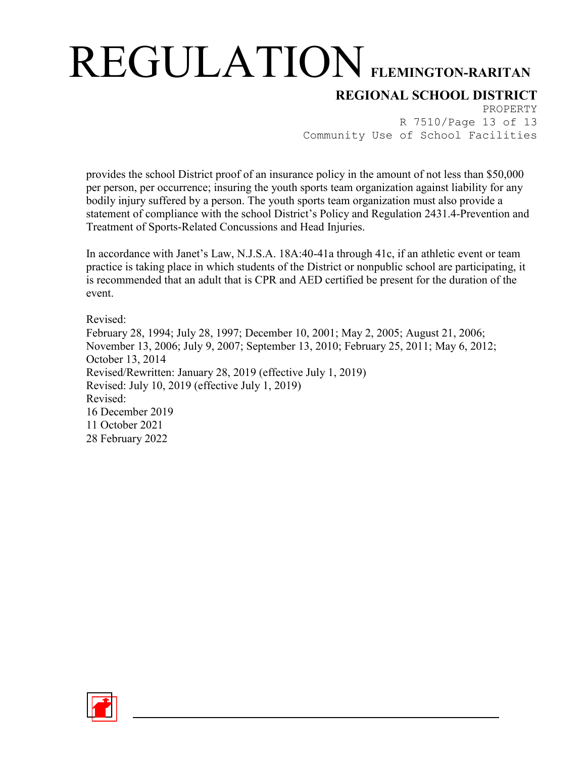provides the school District proof of an insurance policy in the amount of not less than $50,000 per person, per occurrence; insuring the youth sports team organization against liability for any bodily injury suffered by a person. The youth sports team organization must also provide a statement of compliance with the school District's Policy and Regulation 2431.4-Prevention and Treatment of Sports-Related Concussions and Head Injuries.

In accordance with Janet's Law, N.J.S.A. 18A:40-41a through 41c, if an athletic event or team practice is taking place in which students of the District or nonpublic school are participating, it is recommended that an adult that is CPR and AED certified be present for the duration of the event.

Revised:
February 28, 1994; July 28, 1997; December 10, 2001; May 2, 2005; August 21, 2006; November 13, 2006; July 9, 2007; September 13, 2010; February 25, 2011; May 6, 2012; October 13, 2014
Revised/Rewritten: January 28, 2019 (effective July 1, 2019)
Revised: July 10, 2019 (effective July 1, 2019)
Revised:
16 December 2019
11 October 2021
28 February 2022